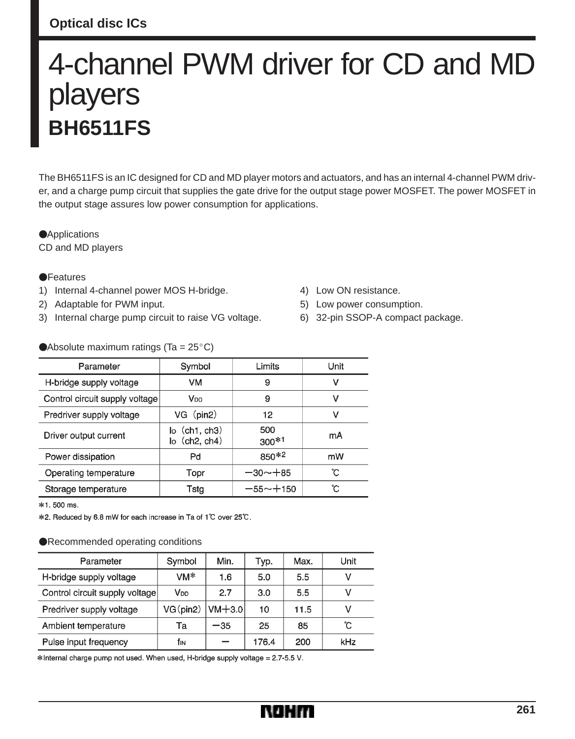Optical disc ICs

# 4-channel PWM driver for CD and MD players

## BH6511FS

The BH6511FS is an IC designed for CD and MD player motors and actuators, and has an internal 4-channel PWM driver, and a charge pump circuit that supplies the gate drive for the output stage power MOSFET. The power MOSFET in the output stage assures low power consumption for applications.

### ●Applications

CD and MD players

### ●Features

1) Internal 4-channel power MOS H-bridge.
2) Adaptable for PWM input.
3) Internal charge pump circuit to raise VG voltage.
4) Low ON resistance.
5) Low power consumption.
6) 32-pin SSOP-A compact package.

### ●Absolute maximum ratings (Ta = 25°C)

| Parameter | Symbol | Limits | Unit |
| --- | --- | --- | --- |
| H-bridge supply voltage | VM | 9 | V |
| Control circuit supply voltage | $V_{DD}$ | 9 | V |
| Predriver supply voltage | VG (pin2) | 12 | V |
| Driver output current | $I_O$ (ch1, ch3)<br>$I_O$ (ch2, ch4) | 500<br>300*1 | mA |
| Power dissipation | Pd | 850*2 | mW |
| Operating temperature | Topr | −30～+85 | ℃ |
| Storage temperature | Tstg | −55～+150 | ℃ |

*1. 500 ms.

*2. Reduced by 6.8 mW for each increase in Ta of 1℃ over 25℃.

### ●Recommended operating conditions

| Parameter | Symbol | Min. | Typ. | Max. | Unit |
| --- | --- | --- | --- | --- | --- |
| H-bridge supply voltage | VM* | 1.6 | 5.0 | 5.5 | V |
| Control circuit supply voltage | $V_{DD}$ | 2.7 | 3.0 | 5.5 | V |
| Predriver supply voltage | VG (pin2) | VM+3.0 | 10 | 11.5 | V |
| Ambient temperature | Ta | −35 | 25 | 85 | ℃ |
| Pulse input frequency | $f_{IN}$ | − | 176.4 | 200 | kHz |

*Internal charge pump not used. When used, H-bridge supply voltage = 2.7-5.5 V.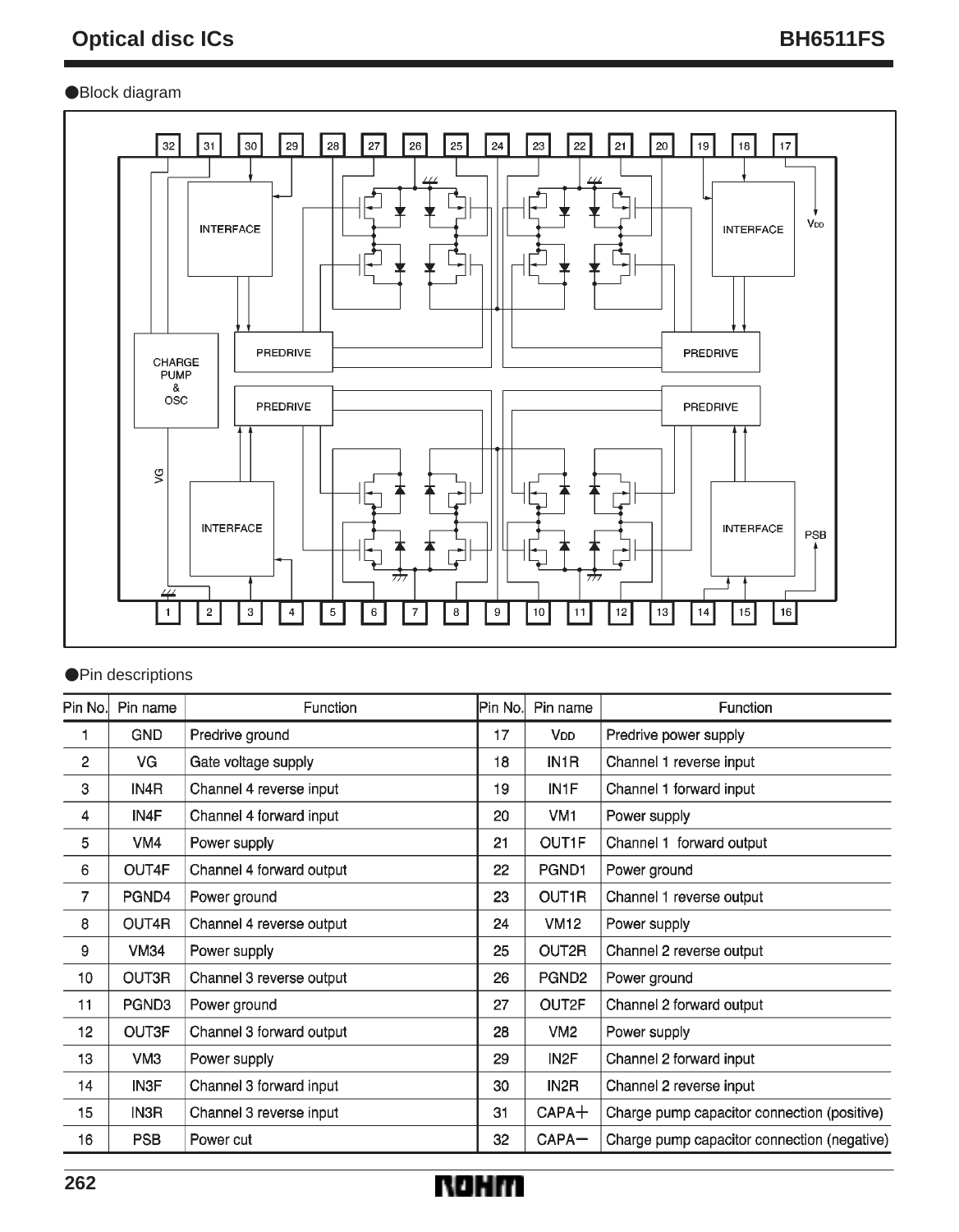## ●Block diagram

## ●Pin descriptions

| Pin No. | Pin name | Function | Pin No. | Pin name | Function |
|---|---|---|---|---|---|
| 1 | GND | Predrive ground | 17 | $V_{DD}$ | Predrive power supply |
| 2 | VG | Gate voltage supply | 18 | IN1R | Channel 1 reverse input |
| 3 | IN4R | Channel 4 reverse input | 19 | IN1F | Channel 1 forward input |
| 4 | IN4F | Channel 4 forward input | 20 | VM1 | Power supply |
| 5 | VM4 | Power supply | 21 | OUT1F | Channel 1 forward output |
| 6 | OUT4F | Channel 4 forward output | 22 | PGND1 | Power ground |
| 7 | PGND4 | Power ground | 23 | OUT1R | Channel 1 reverse output |
| 8 | OUT4R | Channel 4 reverse output | 24 | VM12 | Power supply |
| 9 | VM34 | Power supply | 25 | OUT2R | Channel 2 reverse output |
| 10 | OUT3R | Channel 3 reverse output | 26 | PGND2 | Power ground |
| 11 | PGND3 | Power ground | 27 | OUT2F | Channel 2 forward output |
| 12 | OUT3F | Channel 3 forward output | 28 | VM2 | Power supply |
| 13 | VM3 | Power supply | 29 | IN2F | Channel 2 forward input |
| 14 | IN3F | Channel 3 forward input | 30 | IN2R | Channel 2 reverse input |
| 15 | IN3R | Channel 3 reverse input | 31 | CAPA+ | Charge pump capacitor connection (positive) |
| 16 | PSB | Power cut | 32 | CAPA− | Charge pump capacitor connection (negative) |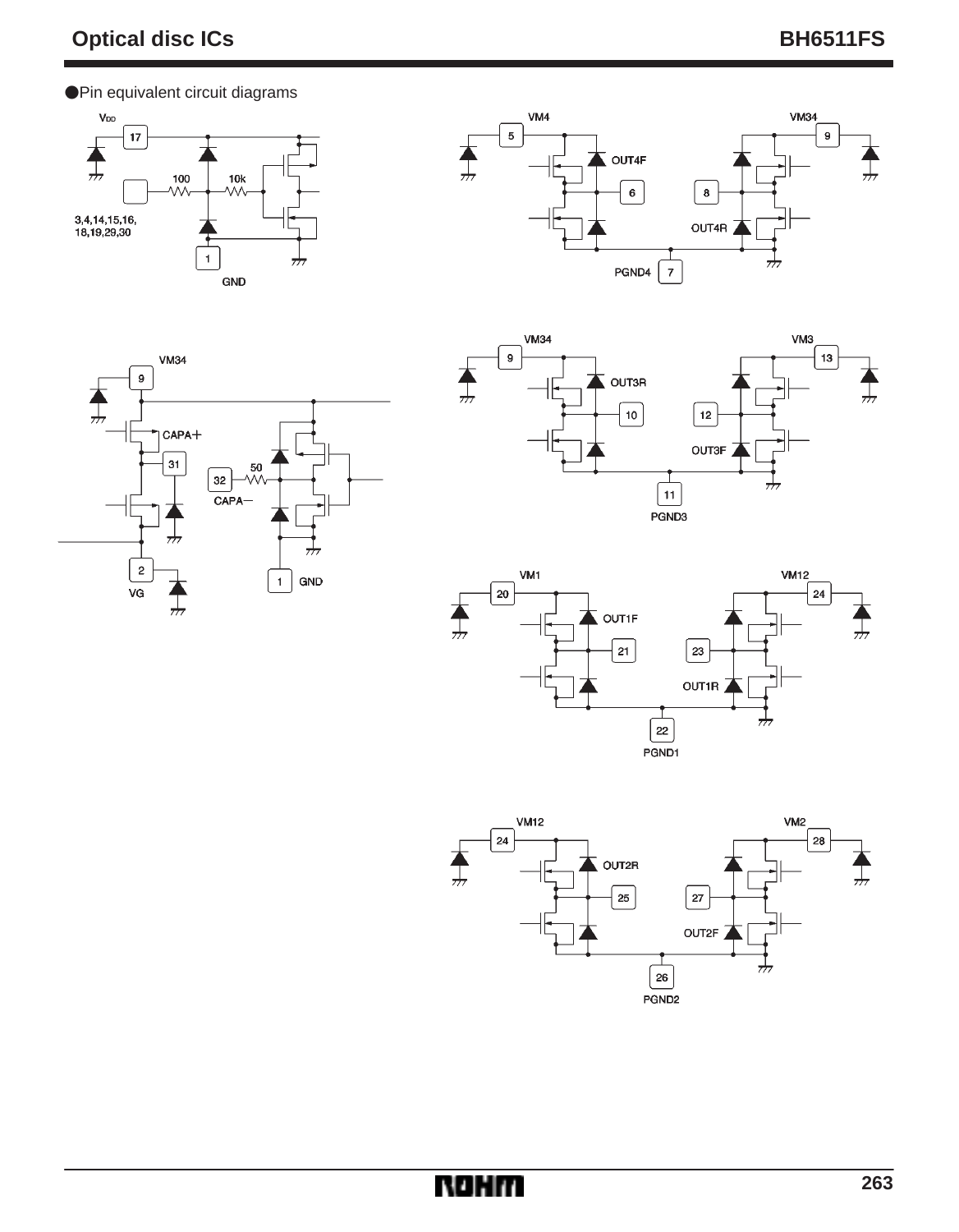## ●Pin equivalent circuit diagrams

$V_{DD}$ 17

100 10k

3,4,14,15,16, 18,19,29,30

1 GND

VM4 5 OUT4F 6 PGND4 7 8 OUT4R VM34 9

VM34 9 CAPA＋ 31 32 50 CAPA－ 2 VG 1 GND

VM34 9 OUT3R 10 11 PGND3 12 OUT3F VM3 13

VM1 20 OUT1F 21 22 PGND1 23 OUT1R VM12 24

VM12 24 OUT2R 25 26 PGND2 27 OUT2F VM2 28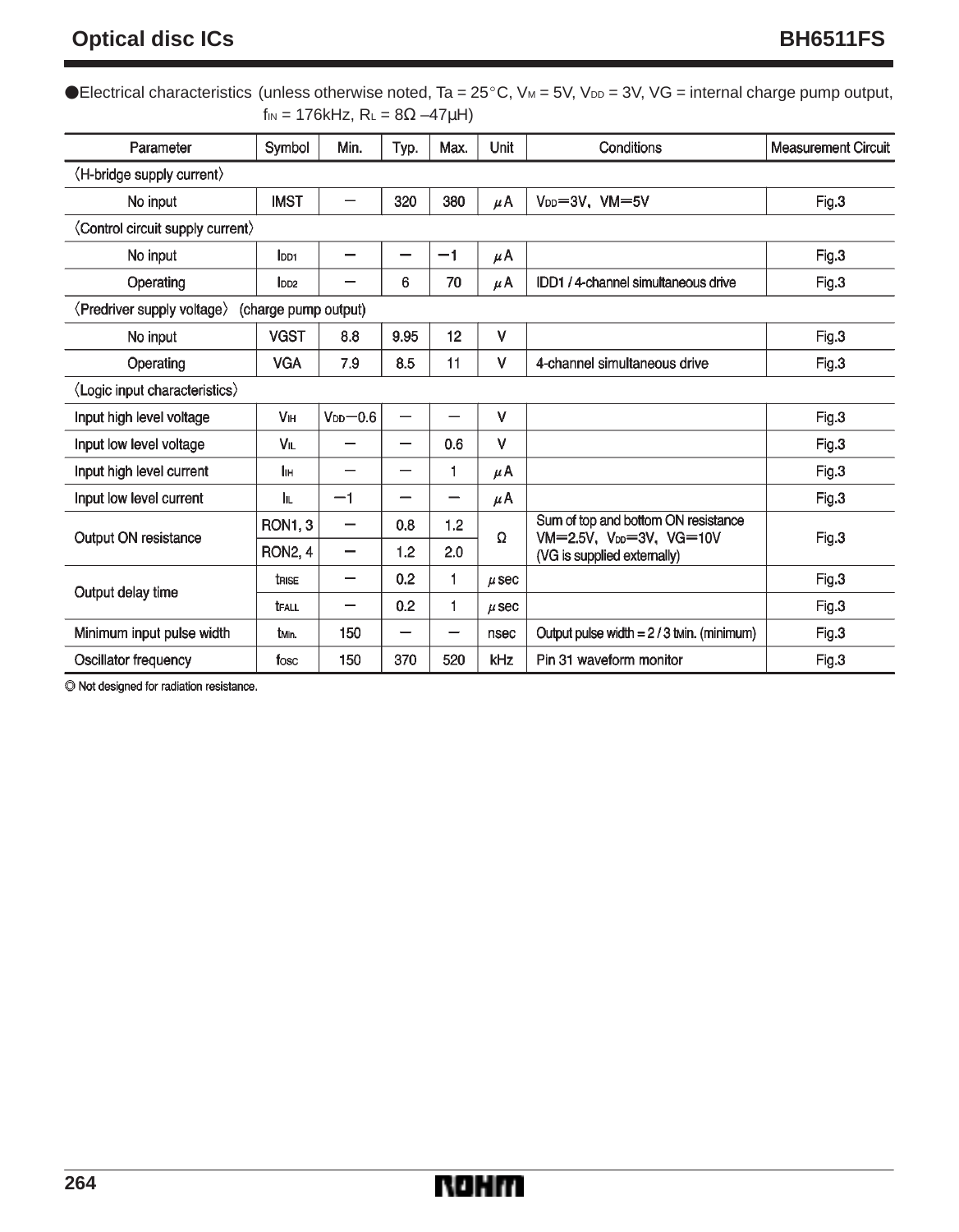●Electrical characteristics (unless otherwise noted, Ta = 25°C, $V_M$ = 5V, $V_{DD}$ = 3V, VG = internal charge pump output, $f_{IN}$ = 176kHz, $R_L$ = 8Ω –47μH)

| Parameter | Symbol | Min. | Typ. | Max. | Unit | Conditions | Measurement Circuit |
|---|---|---|---|---|---|---|---|
| 〈H-bridge supply current〉 | | | | | | | |
| No input | IMST | − | 320 | 380 | μA | $V_{DD}$=3V, VM=5V | Fig.3 |
| 〈Control circuit supply current〉 | | | | | | | |
| No input | $I_{DD1}$ | − | − | −1 | μA | | Fig.3 |
| Operating | $I_{DD2}$ | − | 6 | 70 | μA | IDD1 / 4-channel simultaneous drive | Fig.3 |
| 〈Predriver supply voltage〉 (charge pump output) | | | | | | | |
| No input | VGST | 8.8 | 9.95 | 12 | V | | Fig.3 |
| Operating | VGA | 7.9 | 8.5 | 11 | V | 4-channel simultaneous drive | Fig.3 |
| 〈Logic input characteristics〉 | | | | | | | |
| Input high level voltage | $V_{IH}$ | $V_{DD}$−0.6 | − | − | V | | Fig.3 |
| Input low level voltage | $V_{IL}$ | − | − | 0.6 | V | | Fig.3 |
| Input high level current | $I_{IH}$ | − | − | 1 | μA | | Fig.3 |
| Input low level current | $I_{IL}$ | −1 | − | − | μA | | Fig.3 |
| Output ON resistance | RON1, 3 | − | 0.8 | 1.2 | Ω | Sum of top and bottom ON resistance VM=2.5V, $V_{DD}$=3V, VG=10V (VG is supplied externally) | Fig.3 |
| | RON2, 4 | − | 1.2 | 2.0 | | | |
| Output delay time | $t_{RISE}$ | − | 0.2 | 1 | μsec | | Fig.3 |
| | $t_{FALL}$ | − | 0.2 | 1 | μsec | | Fig.3 |
| Minimum input pulse width | $t_{Min.}$ | 150 | − | − | nsec | Output pulse width = 2 / 3 tMin. (minimum) | Fig.3 |
| Oscillator frequency | $f_{OSC}$ | 150 | 370 | 520 | kHz | Pin 31 waveform monitor | Fig.3 |

◎ Not designed for radiation resistance.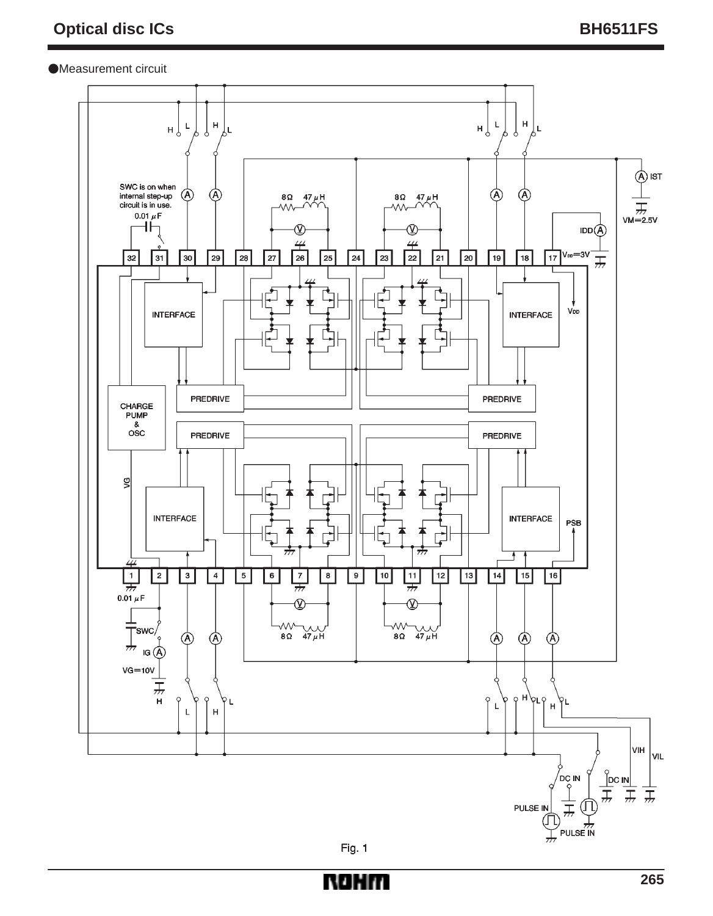●Measurement circuit

Fig. 1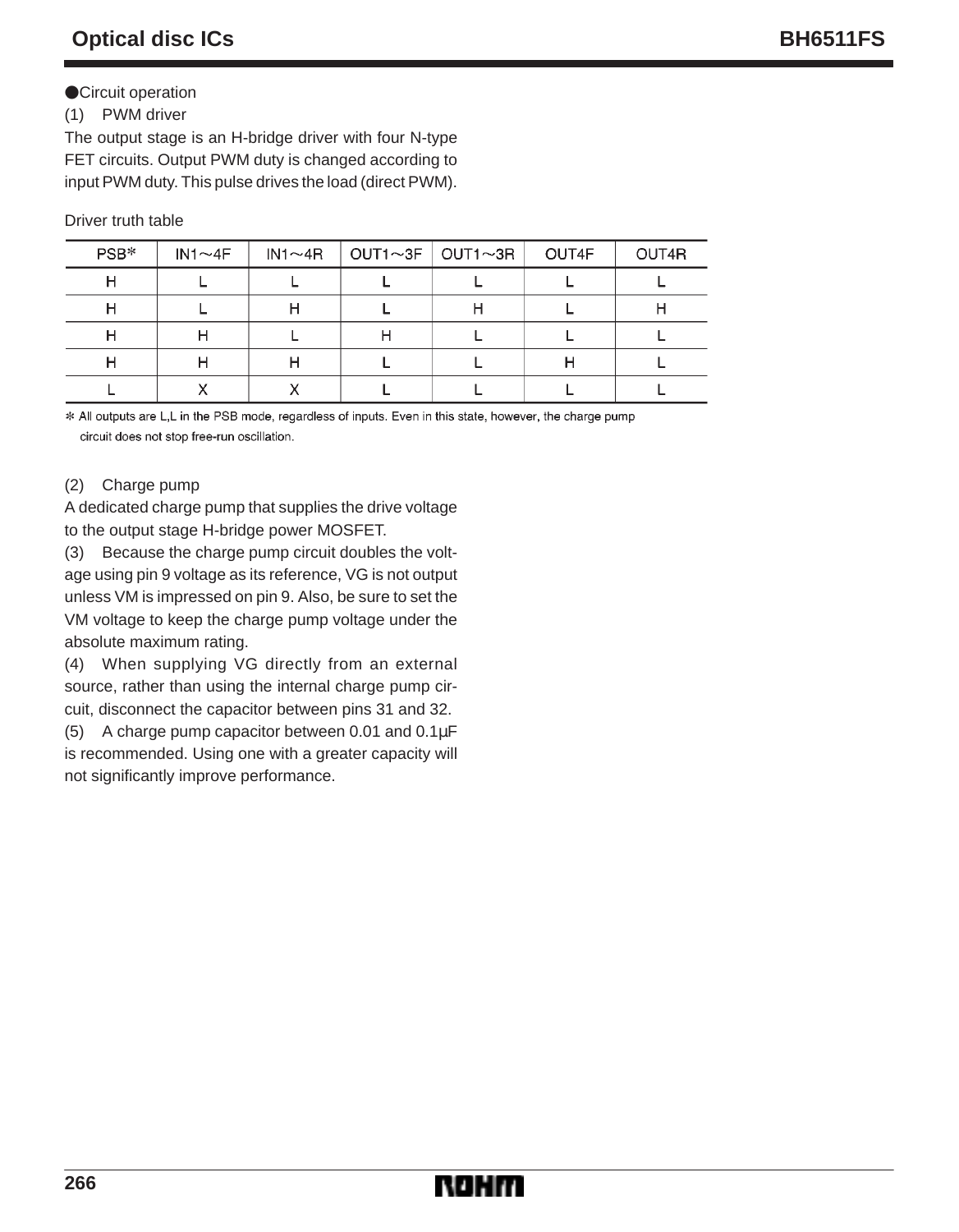●Circuit operation

(1) PWM driver

The output stage is an H-bridge driver with four N-type FET circuits. Output PWM duty is changed according to input PWM duty. This pulse drives the load (direct PWM).

Driver truth table

| PSB* | IN1～4F | IN1～4R | OUT1～3F | OUT1～3R | OUT4F | OUT4R |
|---|---|---|---|---|---|---|
| H | L | L | L | L | L | L |
| H | L | H | L | H | L | H |
| H | H | L | H | L | L | L |
| H | H | H | L | L | H | L |
| L | X | X | L | L | L | L |

* All outputs are L,L in the PSB mode, regardless of inputs. Even in this state, however, the charge pump circuit does not stop free-run oscillation.

(2) Charge pump

A dedicated charge pump that supplies the drive voltage to the output stage H-bridge power MOSFET.

(3) Because the charge pump circuit doubles the voltage using pin 9 voltage as its reference, VG is not output unless VM is impressed on pin 9. Also, be sure to set the VM voltage to keep the charge pump voltage under the absolute maximum rating.

(4) When supplying VG directly from an external source, rather than using the internal charge pump circuit, disconnect the capacitor between pins 31 and 32.

(5) A charge pump capacitor between 0.01 and 0.1µF is recommended. Using one with a greater capacity will not significantly improve performance.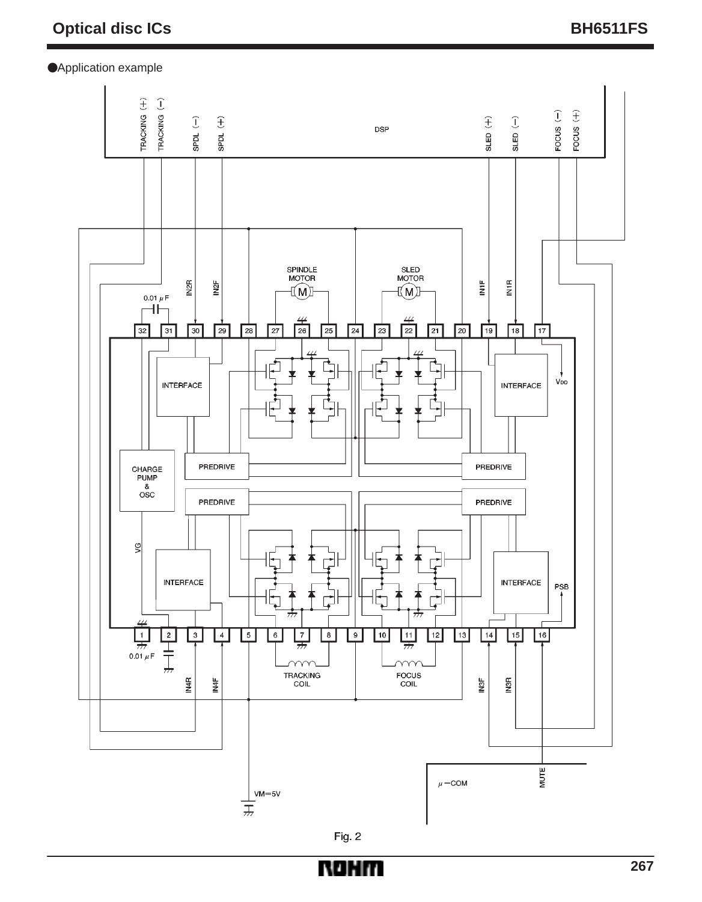●Application example

Fig. 2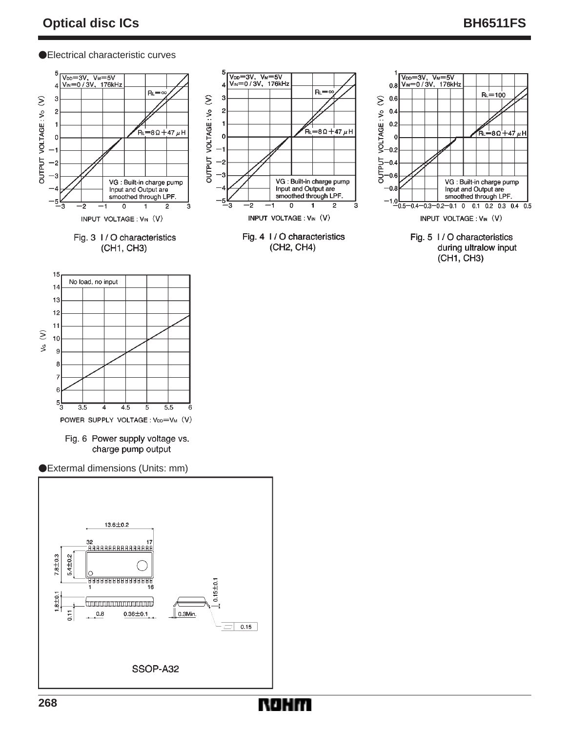●Electrical characteristic curves

$V_{DD}$=3V, $V_M$=5V
$V_{IN}$=0 / 3V, 176kHz
$R_L$=∞
$R_L$=8Ω＋47μH
VG : Built-in charge pump
Input and Output are
smoothed through LPF.
OUTPUT VOLTAGE : $V_O$ (V)
INPUT VOLTAGE : $V_{IN}$ (V)

Fig. 3 I / O characteristics (CH1, CH3)

$V_{DD}$=3V, $V_M$=5V
$V_{IN}$=0 / 3V, 176kHz
$R_L$=∞
$R_L$=8Ω＋47μH
VG : Built-in charge pump
Input and Output are
smoothed through LPF.
OUTPUT VOLTAGE : $V_O$ (V)
INPUT VOLTAGE : $V_{IN}$ (V)

Fig. 4 I / O characteristics (CH2, CH4)

$V_{DD}$=3V, $V_M$=5V
$V_{IN}$=0 / 3V, 176kHz
$R_L$=100
$R_L$=8Ω＋47μH
VG : Built-in charge pump
Input and Output are
smoothed through LPF.
OUTPUT VOLTAGE : $V_O$ (V)
INPUT VOLTAGE : $V_{IN}$ (V)

Fig. 5 I / O characteristics during ultralow input (CH1, CH3)

No load, no input
$V_G$ (V)
POWER SUPPLY VOLTAGE : $V_{DD}$=$V_M$ (V)

Fig. 6 Power supply voltage vs. charge pump output

●Extermal dimensions (Units: mm)

13.6±0.2
32
17
1
16
7.8±0.3
5.4±0.2
1.8±0.1
0.11
0.8
0.36±0.1
0.3Min.
0.15±0.1
0.15

SSOP-A32